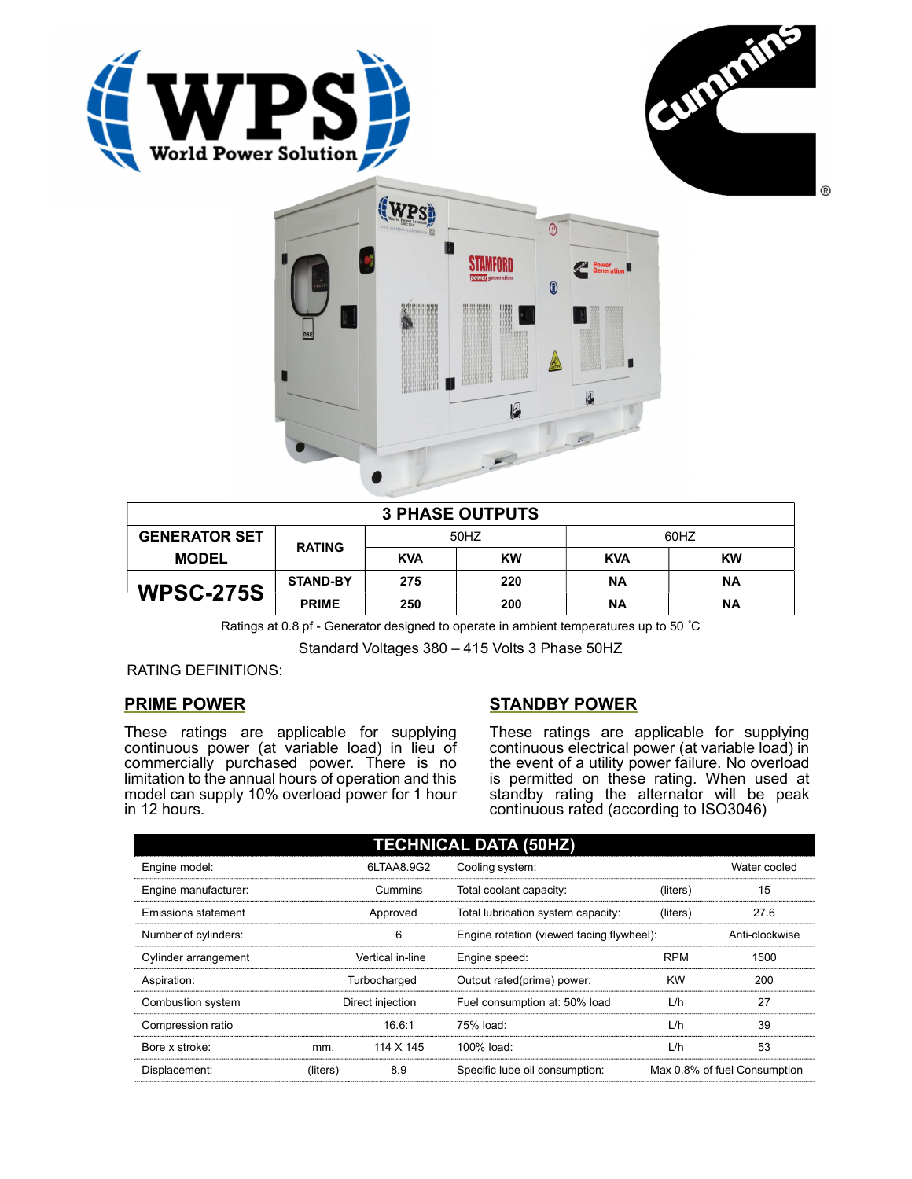# 3 PHASE OUTPUTS

| GENERATOR SET MODEL | RATING | 50HZ | | 60HZ | |
|---|---|---|---|---|---|
| | | KVA | KW | KVA | KW |
| **WPSC-275S** | STAND-BY | 275 | 220 | NA | NA |
| | PRIME | 250 | 200 | NA | NA |

Ratings at 0.8 pf - Generator designed to operate in ambient temperatures up to 50 ˚C

Standard Voltages 380 – 415 Volts 3 Phase 50HZ

RATING DEFINITIONS:

## PRIME POWER

These ratings are applicable for supplying continuous power (at variable load) in lieu of commercially purchased power. There is no limitation to the annual hours of operation and this model can supply 10% overload power for 1 hour in 12 hours.

## STANDBY POWER

These ratings are applicable for supplying continuous electrical power (at variable load) in the event of a utility power failure. No overload is permitted on these rating. When used at standby rating the alternator will be peak continuous rated (according to ISO3046)

## TECHNICAL DATA (50HZ)

| | | | | | |
|---|---|---|---|---|---|
| Engine model: | | 6LTAA8.9G2 | Cooling system: | | Water cooled |
| Engine manufacturer: | | Cummins | Total coolant capacity: | (liters) | 15 |
| Emissions statement | | Approved | Total lubrication system capacity: | (liters) | 27.6 |
| Number of cylinders: | | 6 | Engine rotation (viewed facing flywheel): | | Anti-clockwise |
| Cylinder arrangement | | Vertical in-line | Engine speed: | RPM | 1500 |
| Aspiration: | | Turbocharged | Output rated(prime) power: | KW | 200 |
| Combustion system | | Direct injection | Fuel consumption at: 50% load | L/h | 27 |
| Compression ratio | | 16.6:1 | 75% load: | L/h | 39 |
| Bore x stroke: | mm. | 114 X 145 | 100% load: | L/h | 53 |
| Displacement: | (liters) | 8.9 | Specific lube oil consumption: | | Max 0.8% of fuel Consumption |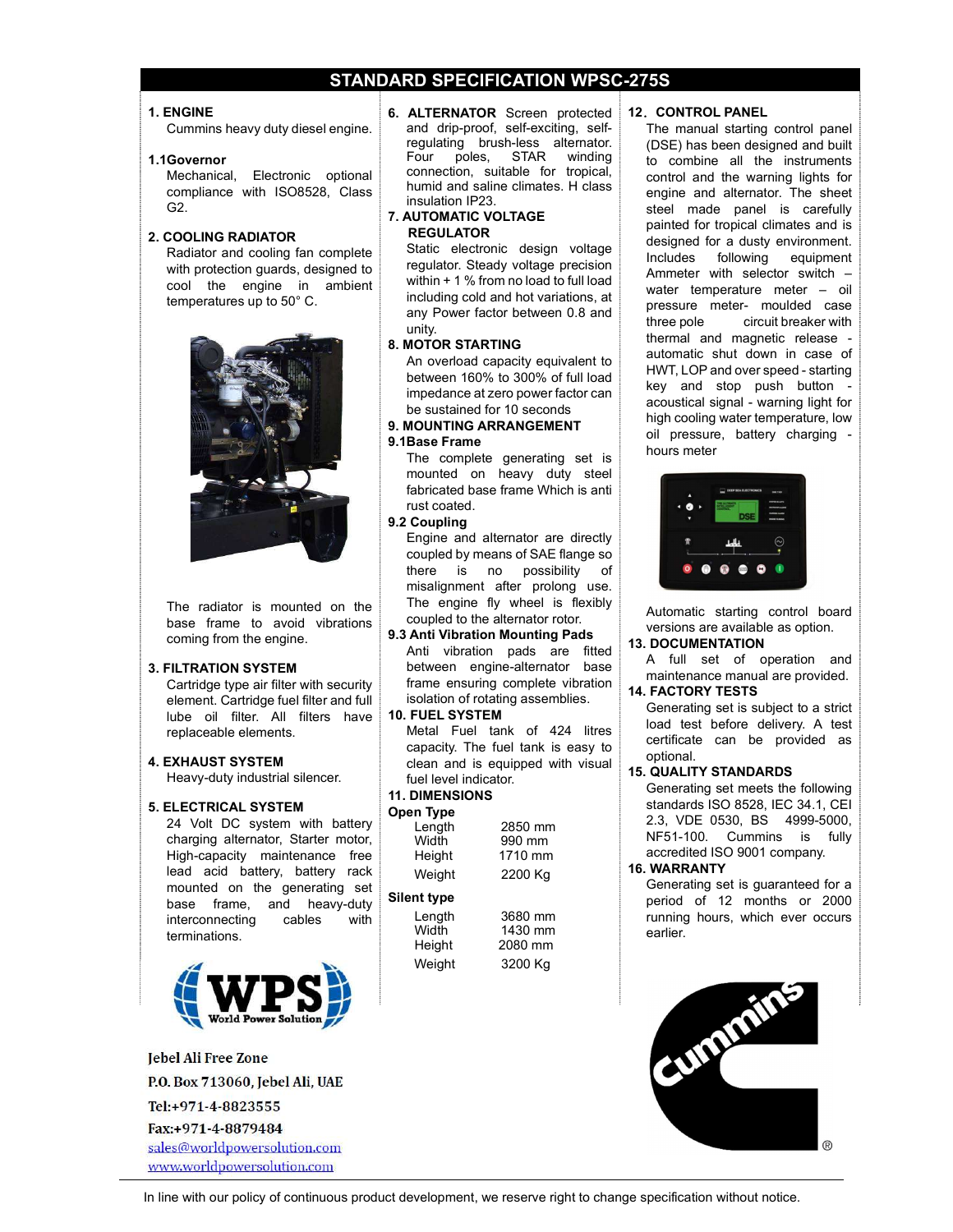# STANDARD SPECIFICATION WPSC-275S

## 1. ENGINE

Cummins heavy duty diesel engine.

### 1.1Governor

Mechanical, Electronic optional compliance with ISO8528, Class G2.

## 2. COOLING RADIATOR

Radiator and cooling fan complete with protection guards, designed to cool the engine in ambient temperatures up to 50° C.

The radiator is mounted on the base frame to avoid vibrations coming from the engine.

## 3. FILTRATION SYSTEM

Cartridge type air filter with security element. Cartridge fuel filter and full lube oil filter. All filters have replaceable elements.

## 4. EXHAUST SYSTEM

Heavy-duty industrial silencer.

## 5. ELECTRICAL SYSTEM

24 Volt DC system with battery charging alternator, Starter motor, High-capacity maintenance free lead acid battery, battery rack mounted on the generating set base frame, and heavy-duty interconnecting cables with terminations.

Jebel Ali Free Zone
P.O. Box 713060, Jebel Ali, UAE
Tel:+971-4-8823555
Fax:+971-4-8879484
sales@worldpowersolution.com
www.worldpowersolution.com

## 6. ALTERNATOR

Screen protected and drip-proof, self-exciting, self-regulating brush-less alternator. Four poles, STAR winding connection, suitable for tropical, humid and saline climates. H class insulation IP23.

## 7. AUTOMATIC VOLTAGE REGULATOR

Static electronic design voltage regulator. Steady voltage precision within + 1 % from no load to full load including cold and hot variations, at any Power factor between 0.8 and unity.

## 8. MOTOR STARTING

An overload capacity equivalent to between 160% to 300% of full load impedance at zero power factor can be sustained for 10 seconds

## 9. MOUNTING ARRANGEMENT

### 9.1Base Frame

The complete generating set is mounted on heavy duty steel fabricated base frame Which is anti rust coated.

### 9.2 Coupling

Engine and alternator are directly coupled by means of SAE flange so there is no possibility of misalignment after prolong use. The engine fly wheel is flexibly coupled to the alternator rotor.

### 9.3 Anti Vibration Mounting Pads

Anti vibration pads are fitted between engine-alternator base frame ensuring complete vibration isolation of rotating assemblies.

## 10. FUEL SYSTEM

Metal Fuel tank of 424 litres capacity. The fuel tank is easy to clean and is equipped with visual fuel level indicator.

## 11. DIMENSIONS

**Open Type**

| | |
|---|---|
| Length | 2850 mm |
| Width | 990 mm |
| Height | 1710 mm |
| Weight | 2200 Kg |

**Silent type**

| | |
|---|---|
| Length | 3680 mm |
| Width | 1430 mm |
| Height | 2080 mm |
| Weight | 3200 Kg |

## 12. CONTROL PANEL

The manual starting control panel (DSE) has been designed and built to combine all the instruments control and the warning lights for engine and alternator. The sheet steel made panel is carefully painted for tropical climates and is designed for a dusty environment. Includes following equipment Ammeter with selector switch – water temperature meter – oil pressure meter- moulded case three pole circuit breaker with thermal and magnetic release - automatic shut down in case of HWT, LOP and over speed - starting key and stop push button - acoustical signal - warning light for high cooling water temperature, low oil pressure, battery charging - hours meter

Automatic starting control board versions are available as option.

## 13. DOCUMENTATION

A full set of operation and maintenance manual are provided.

## 14. FACTORY TESTS

Generating set is subject to a strict load test before delivery. A test certificate can be provided as optional.

## 15. QUALITY STANDARDS

Generating set meets the following standards ISO 8528, IEC 34.1, CEI 2.3, VDE 0530, BS 4999-5000, NF51-100. Cummins is fully accredited ISO 9001 company.

## 16. WARRANTY

Generating set is guaranteed for a period of 12 months or 2000 running hours, which ever occurs earlier.

In line with our policy of continuous product development, we reserve right to change specification without notice.